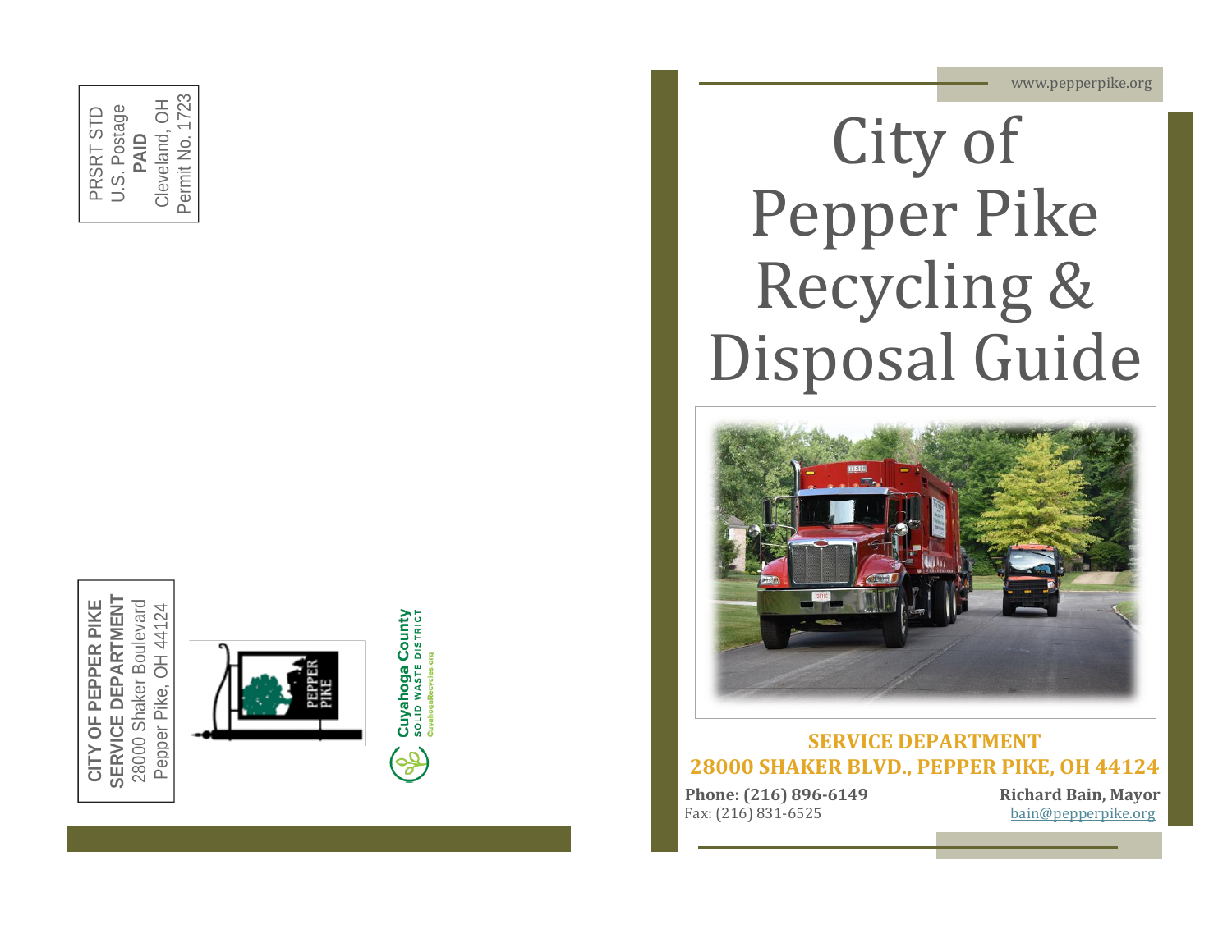PRSRT STD
U.S. Postage
**PAID**
Cleveland, OH
Permit No. 1723

**CITY OF PEPPER PIKE**
**SERVICE DEPARTMENT**
28000 Shaker Boulevard
Pepper Pike, OH 44124

PEPPER PIKE

Cuyahoga County
SOLID WASTE DISTRICT
CuyahogaRecycles.org

www.pepperpike.org

# City of Pepper Pike Recycling & Disposal Guide

**SERVICE DEPARTMENT**
**28000 SHAKER BLVD., PEPPER PIKE, OH 44124**

**Phone: (216) 896-6149**
Fax: (216) 831-6525

**Richard Bain, Mayor**
bain@pepperpike.org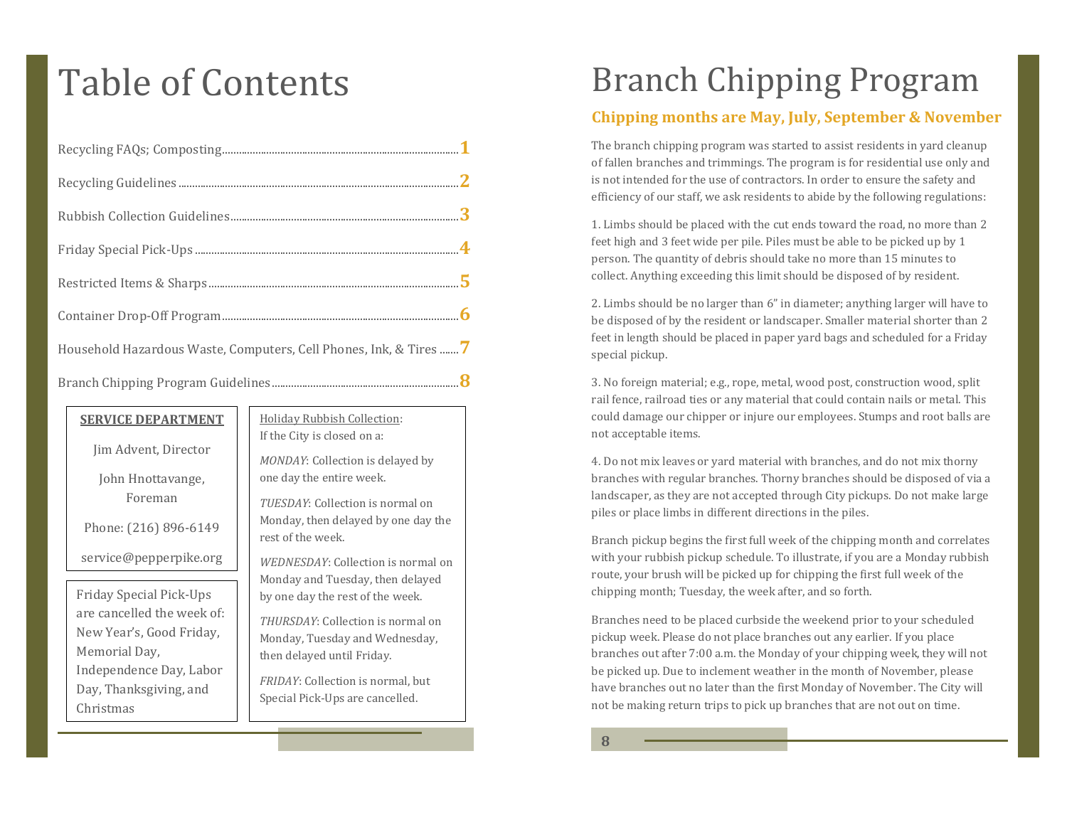# Table of Contents

| Section | Page |
|---|---|
| Recycling FAQs; Composting | 1 |
| Recycling Guidelines | 2 |
| Rubbish Collection Guidelines | 3 |
| Friday Special Pick-Ups | 4 |
| Restricted Items & Sharps | 5 |
| Container Drop-Off Program | 6 |
| Household Hazardous Waste, Computers, Cell Phones, Ink, & Tires | 7 |
| Branch Chipping Program Guidelines | 8 |

**SERVICE DEPARTMENT**

Jim Advent, Director

John Hnottavange, Foreman

Phone: (216) 896-6149

service@pepperpike.org

Friday Special Pick-Ups are cancelled the week of: New Year's, Good Friday, Memorial Day, Independence Day, Labor Day, Thanksgiving, and Christmas

Holiday Rubbish Collection:
If the City is closed on a:

*MONDAY*: Collection is delayed by one day the entire week.

*TUESDAY*: Collection is normal on Monday, then delayed by one day the rest of the week.

*WEDNESDAY*: Collection is normal on Monday and Tuesday, then delayed by one day the rest of the week.

*THURSDAY*: Collection is normal on Monday, Tuesday and Wednesday, then delayed until Friday.

*FRIDAY*: Collection is normal, but Special Pick-Ups are cancelled.

# Branch Chipping Program

## Chipping months are May, July, September & November

The branch chipping program was started to assist residents in yard cleanup of fallen branches and trimmings. The program is for residential use only and is not intended for the use of contractors. In order to ensure the safety and efficiency of our staff, we ask residents to abide by the following regulations:

1. Limbs should be placed with the cut ends toward the road, no more than 2 feet high and 3 feet wide per pile. Piles must be able to be picked up by 1 person. The quantity of debris should take no more than 15 minutes to collect. Anything exceeding this limit should be disposed of by resident.

2. Limbs should be no larger than 6" in diameter; anything larger will have to be disposed of by the resident or landscaper. Smaller material shorter than 2 feet in length should be placed in paper yard bags and scheduled for a Friday special pickup.

3. No foreign material; e.g., rope, metal, wood post, construction wood, split rail fence, railroad ties or any material that could contain nails or metal. This could damage our chipper or injure our employees. Stumps and root balls are not acceptable items.

4. Do not mix leaves or yard material with branches, and do not mix thorny branches with regular branches. Thorny branches should be disposed of via a landscaper, as they are not accepted through City pickups. Do not make large piles or place limbs in different directions in the piles.

Branch pickup begins the first full week of the chipping month and correlates with your rubbish pickup schedule. To illustrate, if you are a Monday rubbish route, your brush will be picked up for chipping the first full week of the chipping month; Tuesday, the week after, and so forth.

Branches need to be placed curbside the weekend prior to your scheduled pickup week. Please do not place branches out any earlier. If you place branches out after 7:00 a.m. the Monday of your chipping week, they will not be picked up. Due to inclement weather in the month of November, please have branches out no later than the first Monday of November. The City will not be making return trips to pick up branches that are not out on time.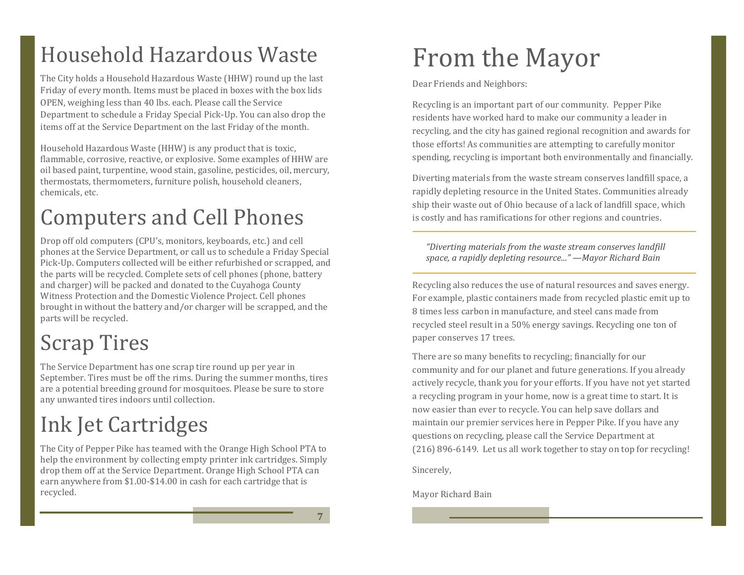# Household Hazardous Waste

The City holds a Household Hazardous Waste (HHW) round up the last Friday of every month. Items must be placed in boxes with the box lids OPEN, weighing less than 40 lbs. each. Please call the Service Department to schedule a Friday Special Pick-Up. You can also drop the items off at the Service Department on the last Friday of the month.

Household Hazardous Waste (HHW) is any product that is toxic, flammable, corrosive, reactive, or explosive. Some examples of HHW are oil based paint, turpentine, wood stain, gasoline, pesticides, oil, mercury, thermostats, thermometers, furniture polish, household cleaners, chemicals, etc.

# Computers and Cell Phones

Drop off old computers (CPU's, monitors, keyboards, etc.) and cell phones at the Service Department, or call us to schedule a Friday Special Pick-Up. Computers collected will be either refurbished or scrapped, and the parts will be recycled. Complete sets of cell phones (phone, battery and charger) will be packed and donated to the Cuyahoga County Witness Protection and the Domestic Violence Project. Cell phones brought in without the battery and/or charger will be scrapped, and the parts will be recycled.

# Scrap Tires

The Service Department has one scrap tire round up per year in September. Tires must be off the rims. During the summer months, tires are a potential breeding ground for mosquitoes. Please be sure to store any unwanted tires indoors until collection.

# Ink Jet Cartridges

The City of Pepper Pike has teamed with the Orange High School PTA to help the environment by collecting empty printer ink cartridges. Simply drop them off at the Service Department. Orange High School PTA can earn anywhere from $1.00-$14.00 in cash for each cartridge that is recycled.

# From the Mayor

Dear Friends and Neighbors:

Recycling is an important part of our community. Pepper Pike residents have worked hard to make our community a leader in recycling, and the city has gained regional recognition and awards for those efforts! As communities are attempting to carefully monitor spending, recycling is important both environmentally and financially.

Diverting materials from the waste stream conserves landfill space, a rapidly depleting resource in the United States. Communities already ship their waste out of Ohio because of a lack of landfill space, which is costly and has ramifications for other regions and countries.

> *"Diverting materials from the waste stream conserves landfill space, a rapidly depleting resource..." —Mayor Richard Bain*

Recycling also reduces the use of natural resources and saves energy. For example, plastic containers made from recycled plastic emit up to 8 times less carbon in manufacture, and steel cans made from recycled steel result in a 50% energy savings. Recycling one ton of paper conserves 17 trees.

There are so many benefits to recycling; financially for our community and for our planet and future generations. If you already actively recycle, thank you for your efforts. If you have not yet started a recycling program in your home, now is a great time to start. It is now easier than ever to recycle. You can help save dollars and maintain our premier services here in Pepper Pike. If you have any questions on recycling, please call the Service Department at (216) 896-6149. Let us all work together to stay on top for recycling!

Sincerely,

Mayor Richard Bain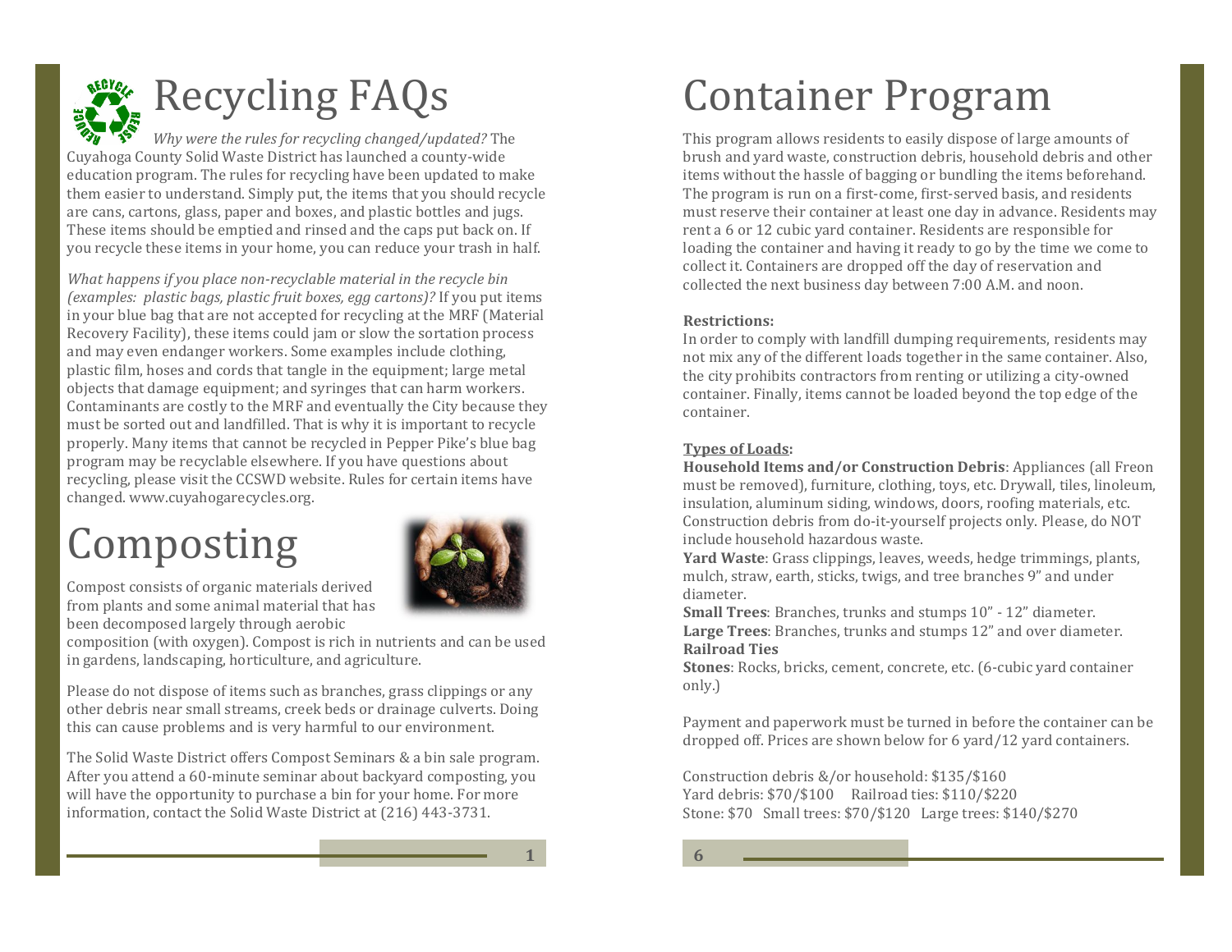# Recycling FAQs

*Why were the rules for recycling changed/updated?* The Cuyahoga County Solid Waste District has launched a county-wide education program. The rules for recycling have been updated to make them easier to understand. Simply put, the items that you should recycle are cans, cartons, glass, paper and boxes, and plastic bottles and jugs. These items should be emptied and rinsed and the caps put back on. If you recycle these items in your home, you can reduce your trash in half.

*What happens if you place non-recyclable material in the recycle bin (examples: plastic bags, plastic fruit boxes, egg cartons)?* If you put items in your blue bag that are not accepted for recycling at the MRF (Material Recovery Facility), these items could jam or slow the sortation process and may even endanger workers. Some examples include clothing, plastic film, hoses and cords that tangle in the equipment; large metal objects that damage equipment; and syringes that can harm workers. Contaminants are costly to the MRF and eventually the City because they must be sorted out and landfilled. That is why it is important to recycle properly. Many items that cannot be recycled in Pepper Pike's blue bag program may be recyclable elsewhere. If you have questions about recycling, please visit the CCSWD website. Rules for certain items have changed. www.cuyahogarecycles.org.

# Composting

Compost consists of organic materials derived from plants and some animal material that has been decomposed largely through aerobic composition (with oxygen). Compost is rich in nutrients and can be used in gardens, landscaping, horticulture, and agriculture.

Please do not dispose of items such as branches, grass clippings or any other debris near small streams, creek beds or drainage culverts. Doing this can cause problems and is very harmful to our environment.

The Solid Waste District offers Compost Seminars & a bin sale program. After you attend a 60-minute seminar about backyard composting, you will have the opportunity to purchase a bin for your home. For more information, contact the Solid Waste District at (216) 443-3731.

# Container Program

This program allows residents to easily dispose of large amounts of brush and yard waste, construction debris, household debris and other items without the hassle of bagging or bundling the items beforehand. The program is run on a first-come, first-served basis, and residents must reserve their container at least one day in advance. Residents may rent a 6 or 12 cubic yard container. Residents are responsible for loading the container and having it ready to go by the time we come to collect it. Containers are dropped off the day of reservation and collected the next business day between 7:00 A.M. and noon.

**Restrictions:**
In order to comply with landfill dumping requirements, residents may not mix any of the different loads together in the same container. Also, the city prohibits contractors from renting or utilizing a city-owned container. Finally, items cannot be loaded beyond the top edge of the container.

**Types of Loads:**
**Household Items and/or Construction Debris**: Appliances (all Freon must be removed), furniture, clothing, toys, etc. Drywall, tiles, linoleum, insulation, aluminum siding, windows, doors, roofing materials, etc. Construction debris from do-it-yourself projects only. Please, do NOT include household hazardous waste.
**Yard Waste**: Grass clippings, leaves, weeds, hedge trimmings, plants, mulch, straw, earth, sticks, twigs, and tree branches 9" and under diameter.
**Small Trees**: Branches, trunks and stumps 10" - 12" diameter.
**Large Trees**: Branches, trunks and stumps 12" and over diameter.
**Railroad Ties**
**Stones**: Rocks, bricks, cement, concrete, etc. (6-cubic yard container only.)

Payment and paperwork must be turned in before the container can be dropped off. Prices are shown below for 6 yard/12 yard containers.

Construction debris &/or household: $135/$160
Yard debris: $70/$100 Railroad ties: $110/$220
Stone: $70 Small trees: $70/$120 Large trees: $140/$270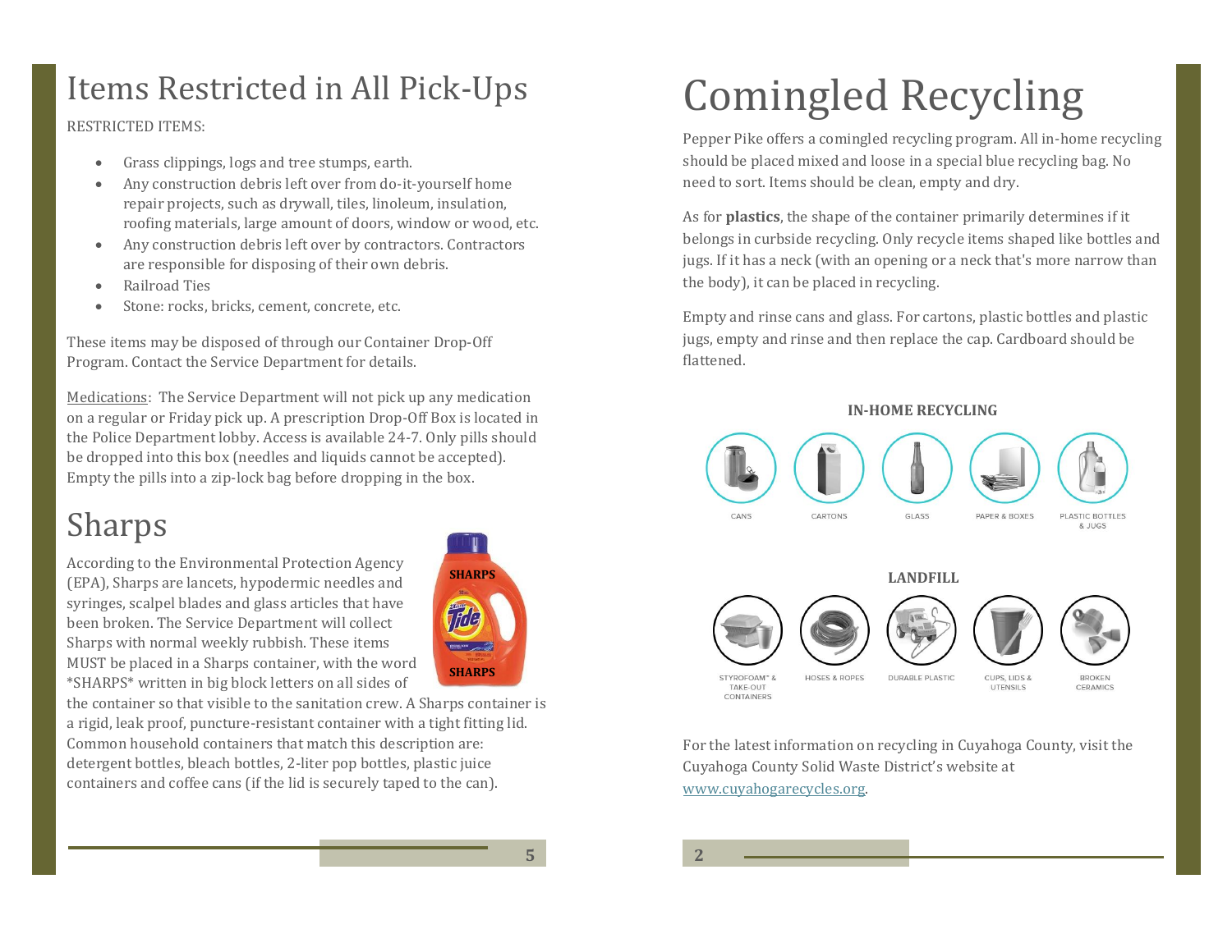# Items Restricted in All Pick-Ups

RESTRICTED ITEMS:

- Grass clippings, logs and tree stumps, earth.
- Any construction debris left over from do-it-yourself home repair projects, such as drywall, tiles, linoleum, insulation, roofing materials, large amount of doors, window or wood, etc.
- Any construction debris left over by contractors. Contractors are responsible for disposing of their own debris.
- Railroad Ties
- Stone: rocks, bricks, cement, concrete, etc.

These items may be disposed of through our Container Drop-Off Program. Contact the Service Department for details.

Medications: The Service Department will not pick up any medication on a regular or Friday pick up. A prescription Drop-Off Box is located in the Police Department lobby. Access is available 24-7. Only pills should be dropped into this box (needles and liquids cannot be accepted). Empty the pills into a zip-lock bag before dropping in the box.

# Sharps

According to the Environmental Protection Agency (EPA), Sharps are lancets, hypodermic needles and syringes, scalpel blades and glass articles that have been broken. The Service Department will collect Sharps with normal weekly rubbish. These items MUST be placed in a Sharps container, with the word *SHARPS* written in big block letters on all sides of the container so that visible to the sanitation crew. A Sharps container is a rigid, leak proof, puncture-resistant container with a tight fitting lid. Common household containers that match this description are: detergent bottles, bleach bottles, 2-liter pop bottles, plastic juice containers and coffee cans (if the lid is securely taped to the can).

# Comingled Recycling

Pepper Pike offers a comingled recycling program. All in-home recycling should be placed mixed and loose in a special blue recycling bag. No need to sort. Items should be clean, empty and dry.

As for **plastics**, the shape of the container primarily determines if it belongs in curbside recycling. Only recycle items shaped like bottles and jugs. If it has a neck (with an opening or a neck that's more narrow than the body), it can be placed in recycling.

Empty and rinse cans and glass. For cartons, plastic bottles and plastic jugs, empty and rinse and then replace the cap. Cardboard should be flattened.

**IN-HOME RECYCLING**

CANS, CARTONS, GLASS, PAPER & BOXES, PLASTIC BOTTLES & JUGS

**LANDFILL**

STYROFOAM™ & TAKE-OUT CONTAINERS, HOSES & ROPES, DURABLE PLASTIC, CUPS, LIDS & UTENSILS, BROKEN CERAMICS

For the latest information on recycling in Cuyahoga County, visit the Cuyahoga County Solid Waste District's website at www.cuyahogarecycles.org.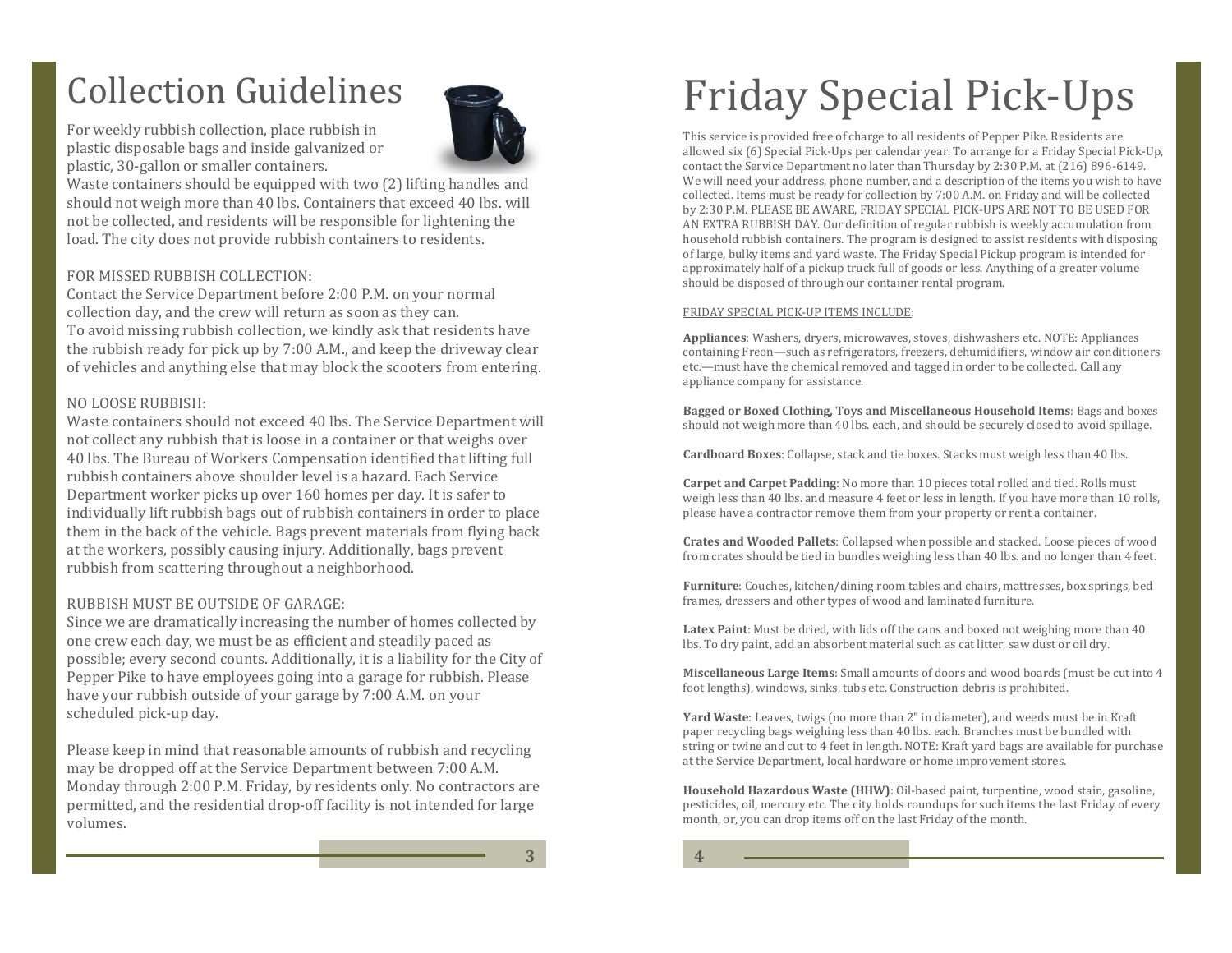# Collection Guidelines

For weekly rubbish collection, place rubbish in plastic disposable bags and inside galvanized or plastic, 30-gallon or smaller containers. Waste containers should be equipped with two (2) lifting handles and should not weigh more than 40 lbs. Containers that exceed 40 lbs. will not be collected, and residents will be responsible for lightening the load. The city does not provide rubbish containers to residents.

FOR MISSED RUBBISH COLLECTION:

Contact the Service Department before 2:00 P.M. on your normal collection day, and the crew will return as soon as they can.
To avoid missing rubbish collection, we kindly ask that residents have the rubbish ready for pick up by 7:00 A.M., and keep the driveway clear of vehicles and anything else that may block the scooters from entering.

NO LOOSE RUBBISH:

Waste containers should not exceed 40 lbs. The Service Department will not collect any rubbish that is loose in a container or that weighs over 40 lbs. The Bureau of Workers Compensation identified that lifting full rubbish containers above shoulder level is a hazard. Each Service Department worker picks up over 160 homes per day. It is safer to individually lift rubbish bags out of rubbish containers in order to place them in the back of the vehicle. Bags prevent materials from flying back at the workers, possibly causing injury. Additionally, bags prevent rubbish from scattering throughout a neighborhood.

RUBBISH MUST BE OUTSIDE OF GARAGE:

Since we are dramatically increasing the number of homes collected by one crew each day, we must be as efficient and steadily paced as possible; every second counts. Additionally, it is a liability for the City of Pepper Pike to have employees going into a garage for rubbish. Please have your rubbish outside of your garage by 7:00 A.M. on your scheduled pick-up day.

Please keep in mind that reasonable amounts of rubbish and recycling may be dropped off at the Service Department between 7:00 A.M. Monday through 2:00 P.M. Friday, by residents only. No contractors are permitted, and the residential drop-off facility is not intended for large volumes.

# Friday Special Pick-Ups

This service is provided free of charge to all residents of Pepper Pike. Residents are allowed six (6) Special Pick-Ups per calendar year. To arrange for a Friday Special Pick-Up, contact the Service Department no later than Thursday by 2:30 P.M. at (216) 896-6149. We will need your address, phone number, and a description of the items you wish to have collected. Items must be ready for collection by 7:00 A.M. on Friday and will be collected by 2:30 P.M. PLEASE BE AWARE, FRIDAY SPECIAL PICK-UPS ARE NOT TO BE USED FOR AN EXTRA RUBBISH DAY. Our definition of regular rubbish is weekly accumulation from household rubbish containers. The program is designed to assist residents with disposing of large, bulky items and yard waste. The Friday Special Pickup program is intended for approximately half of a pickup truck full of goods or less. Anything of a greater volume should be disposed of through our container rental program.

FRIDAY SPECIAL PICK-UP ITEMS INCLUDE:

**Appliances**: Washers, dryers, microwaves, stoves, dishwashers etc. NOTE: Appliances containing Freon—such as refrigerators, freezers, dehumidifiers, window air conditioners etc.—must have the chemical removed and tagged in order to be collected. Call any appliance company for assistance.

**Bagged or Boxed Clothing, Toys and Miscellaneous Household Items**: Bags and boxes should not weigh more than 40 lbs. each, and should be securely closed to avoid spillage.

**Cardboard Boxes**: Collapse, stack and tie boxes. Stacks must weigh less than 40 lbs.

**Carpet and Carpet Padding**: No more than 10 pieces total rolled and tied. Rolls must weigh less than 40 lbs. and measure 4 feet or less in length. If you have more than 10 rolls, please have a contractor remove them from your property or rent a container.

**Crates and Wooded Pallets**: Collapsed when possible and stacked. Loose pieces of wood from crates should be tied in bundles weighing less than 40 lbs. and no longer than 4 feet.

**Furniture**: Couches, kitchen/dining room tables and chairs, mattresses, box springs, bed frames, dressers and other types of wood and laminated furniture.

**Latex Paint**: Must be dried, with lids off the cans and boxed not weighing more than 40 lbs. To dry paint, add an absorbent material such as cat litter, saw dust or oil dry.

**Miscellaneous Large Items**: Small amounts of doors and wood boards (must be cut into 4 foot lengths), windows, sinks, tubs etc. Construction debris is prohibited.

**Yard Waste**: Leaves, twigs (no more than 2" in diameter), and weeds must be in Kraft paper recycling bags weighing less than 40 lbs. each. Branches must be bundled with string or twine and cut to 4 feet in length. NOTE: Kraft yard bags are available for purchase at the Service Department, local hardware or home improvement stores.

**Household Hazardous Waste (HHW)**: Oil-based paint, turpentine, wood stain, gasoline, pesticides, oil, mercury etc. The city holds roundups for such items the last Friday of every month, or, you can drop items off on the last Friday of the month.